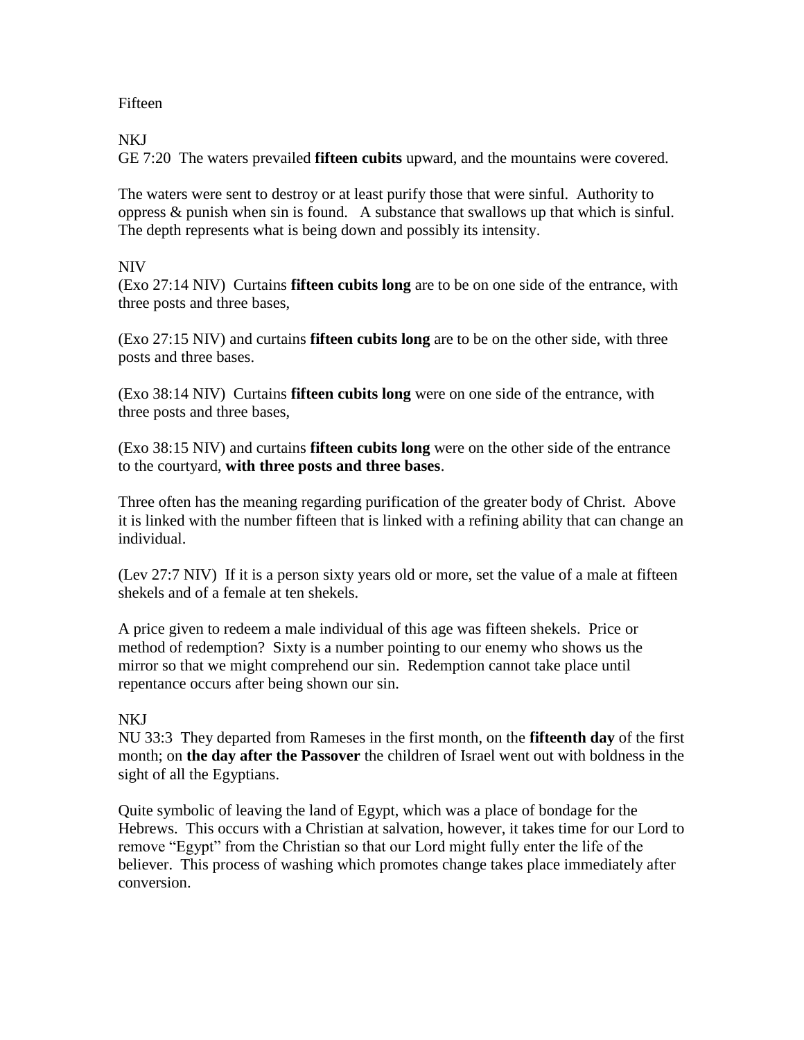Fifteen

NKJ
GE 7:20  The waters prevailed **fifteen cubits** upward, and the mountains were covered.

The waters were sent to destroy or at least purify those that were sinful.  Authority to oppress & punish when sin is found.   A substance that swallows up that which is sinful. The depth represents what is being down and possibly its intensity.

NIV
(Exo 27:14 NIV)  Curtains **fifteen cubits long** are to be on one side of the entrance, with three posts and three bases,

(Exo 27:15 NIV) and curtains **fifteen cubits long** are to be on the other side, with three posts and three bases.

(Exo 38:14 NIV)  Curtains **fifteen cubits long** were on one side of the entrance, with three posts and three bases,

(Exo 38:15 NIV) and curtains **fifteen cubits long** were on the other side of the entrance to the courtyard, **with three posts and three bases**.

Three often has the meaning regarding purification of the greater body of Christ.  Above it is linked with the number fifteen that is linked with a refining ability that can change an individual.

(Lev 27:7 NIV)  If it is a person sixty years old or more, set the value of a male at fifteen shekels and of a female at ten shekels.

A price given to redeem a male individual of this age was fifteen shekels.  Price or method of redemption?  Sixty is a number pointing to our enemy who shows us the mirror so that we might comprehend our sin.  Redemption cannot take place until repentance occurs after being shown our sin.

NKJ
NU 33:3  They departed from Rameses in the first month, on the **fifteenth day** of the first month; on **the day after the Passover** the children of Israel went out with boldness in the sight of all the Egyptians.

Quite symbolic of leaving the land of Egypt, which was a place of bondage for the Hebrews.  This occurs with a Christian at salvation, however, it takes time for our Lord to remove "Egypt" from the Christian so that our Lord might fully enter the life of the believer.  This process of washing which promotes change takes place immediately after conversion.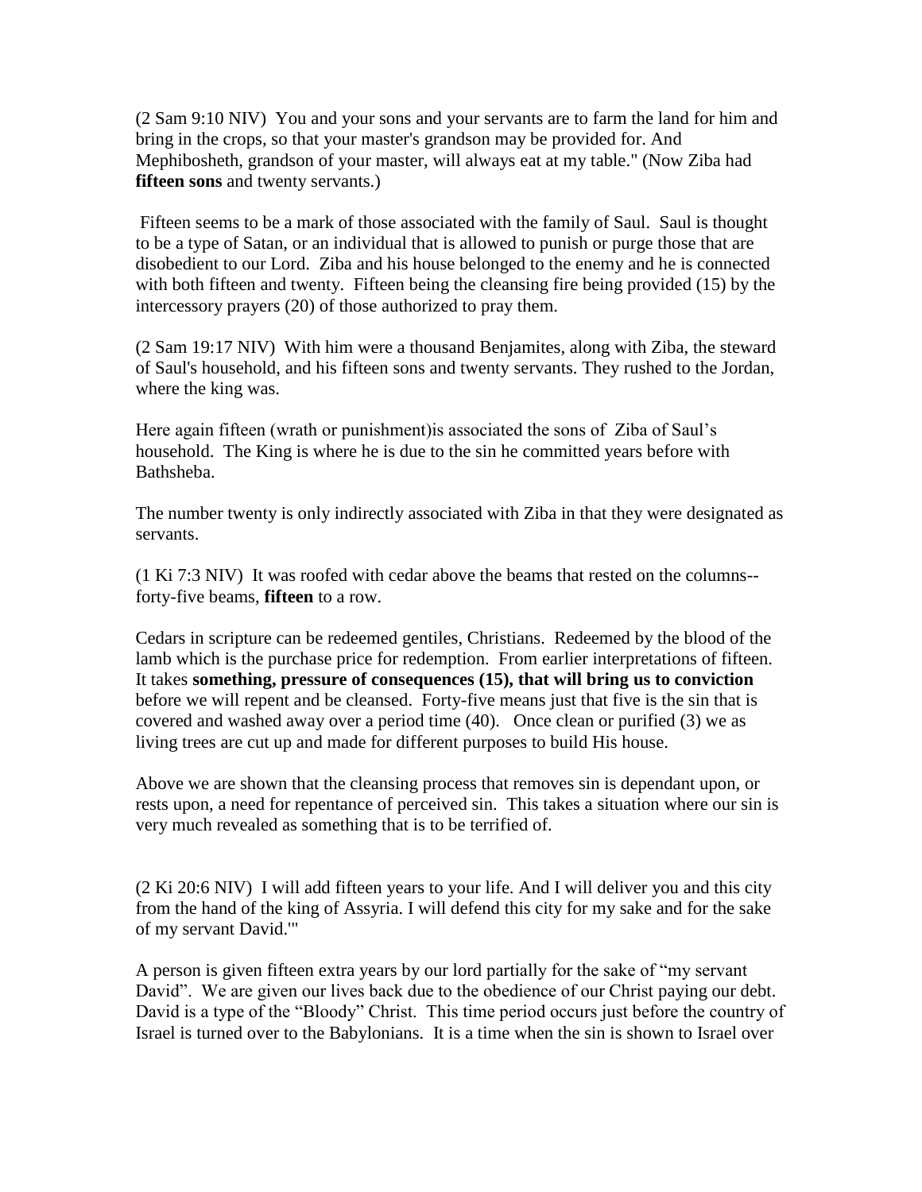(2 Sam 9:10 NIV) You and your sons and your servants are to farm the land for him and bring in the crops, so that your master's grandson may be provided for. And Mephibosheth, grandson of your master, will always eat at my table." (Now Ziba had **fifteen sons** and twenty servants.)

Fifteen seems to be a mark of those associated with the family of Saul. Saul is thought to be a type of Satan, or an individual that is allowed to punish or purge those that are disobedient to our Lord. Ziba and his house belonged to the enemy and he is connected with both fifteen and twenty. Fifteen being the cleansing fire being provided (15) by the intercessory prayers (20) of those authorized to pray them.

(2 Sam 19:17 NIV) With him were a thousand Benjamites, along with Ziba, the steward of Saul's household, and his fifteen sons and twenty servants. They rushed to the Jordan, where the king was.

Here again fifteen (wrath or punishment)is associated the sons of Ziba of Saul's household. The King is where he is due to the sin he committed years before with Bathsheba.

The number twenty is only indirectly associated with Ziba in that they were designated as servants.

(1 Ki 7:3 NIV) It was roofed with cedar above the beams that rested on the columns--forty-five beams, **fifteen** to a row.

Cedars in scripture can be redeemed gentiles, Christians. Redeemed by the blood of the lamb which is the purchase price for redemption. From earlier interpretations of fifteen. It takes **something, pressure of consequences (15), that will bring us to conviction** before we will repent and be cleansed. Forty-five means just that five is the sin that is covered and washed away over a period time (40). Once clean or purified (3) we as living trees are cut up and made for different purposes to build His house.

Above we are shown that the cleansing process that removes sin is dependant upon, or rests upon, a need for repentance of perceived sin. This takes a situation where our sin is very much revealed as something that is to be terrified of.

(2 Ki 20:6 NIV) I will add fifteen years to your life. And I will deliver you and this city from the hand of the king of Assyria. I will defend this city for my sake and for the sake of my servant David.'"

A person is given fifteen extra years by our lord partially for the sake of "my servant David". We are given our lives back due to the obedience of our Christ paying our debt. David is a type of the "Bloody" Christ. This time period occurs just before the country of Israel is turned over to the Babylonians. It is a time when the sin is shown to Israel over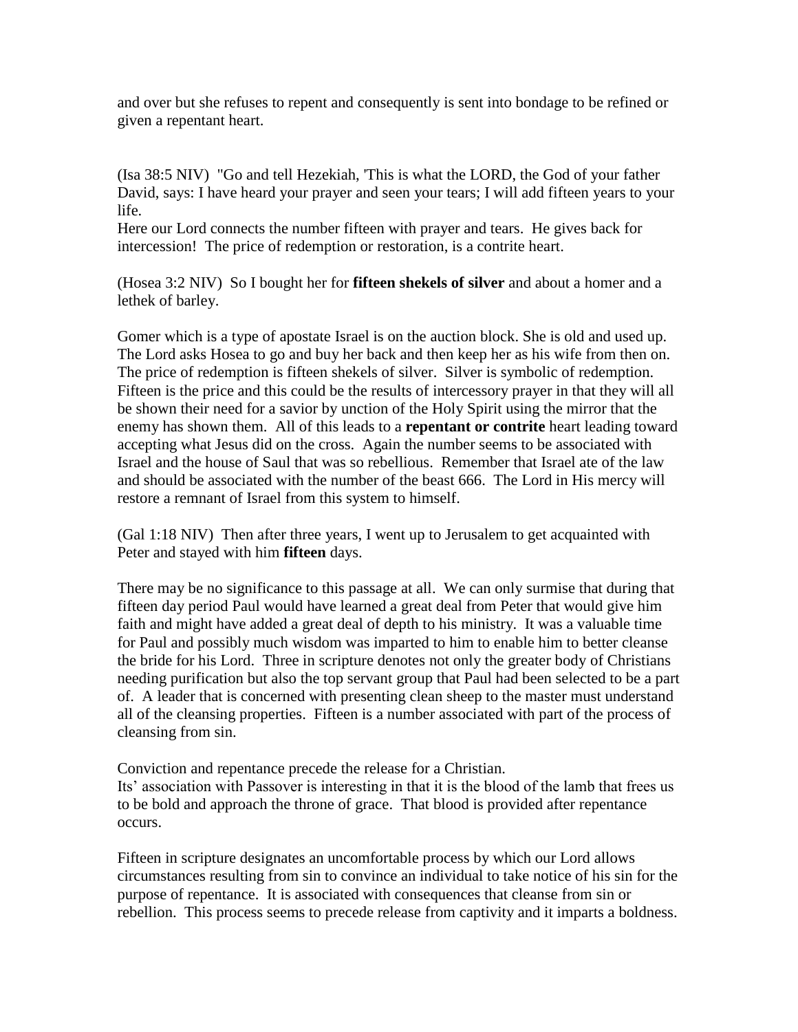and over but she refuses to repent and consequently is sent into bondage to be refined or given a repentant heart.

(Isa 38:5 NIV) "Go and tell Hezekiah, 'This is what the LORD, the God of your father David, says: I have heard your prayer and seen your tears; I will add fifteen years to your life.
Here our Lord connects the number fifteen with prayer and tears. He gives back for intercession! The price of redemption or restoration, is a contrite heart.

(Hosea 3:2 NIV) So I bought her for **fifteen shekels of silver** and about a homer and a lethek of barley.

Gomer which is a type of apostate Israel is on the auction block. She is old and used up. The Lord asks Hosea to go and buy her back and then keep her as his wife from then on. The price of redemption is fifteen shekels of silver. Silver is symbolic of redemption. Fifteen is the price and this could be the results of intercessory prayer in that they will all be shown their need for a savior by unction of the Holy Spirit using the mirror that the enemy has shown them. All of this leads to a **repentant or contrite** heart leading toward accepting what Jesus did on the cross. Again the number seems to be associated with Israel and the house of Saul that was so rebellious. Remember that Israel ate of the law and should be associated with the number of the beast 666. The Lord in His mercy will restore a remnant of Israel from this system to himself.

(Gal 1:18 NIV) Then after three years, I went up to Jerusalem to get acquainted with Peter and stayed with him **fifteen** days.

There may be no significance to this passage at all. We can only surmise that during that fifteen day period Paul would have learned a great deal from Peter that would give him faith and might have added a great deal of depth to his ministry. It was a valuable time for Paul and possibly much wisdom was imparted to him to enable him to better cleanse the bride for his Lord. Three in scripture denotes not only the greater body of Christians needing purification but also the top servant group that Paul had been selected to be a part of. A leader that is concerned with presenting clean sheep to the master must understand all of the cleansing properties. Fifteen is a number associated with part of the process of cleansing from sin.

Conviction and repentance precede the release for a Christian.
Its' association with Passover is interesting in that it is the blood of the lamb that frees us to be bold and approach the throne of grace. That blood is provided after repentance occurs.

Fifteen in scripture designates an uncomfortable process by which our Lord allows circumstances resulting from sin to convince an individual to take notice of his sin for the purpose of repentance. It is associated with consequences that cleanse from sin or rebellion. This process seems to precede release from captivity and it imparts a boldness.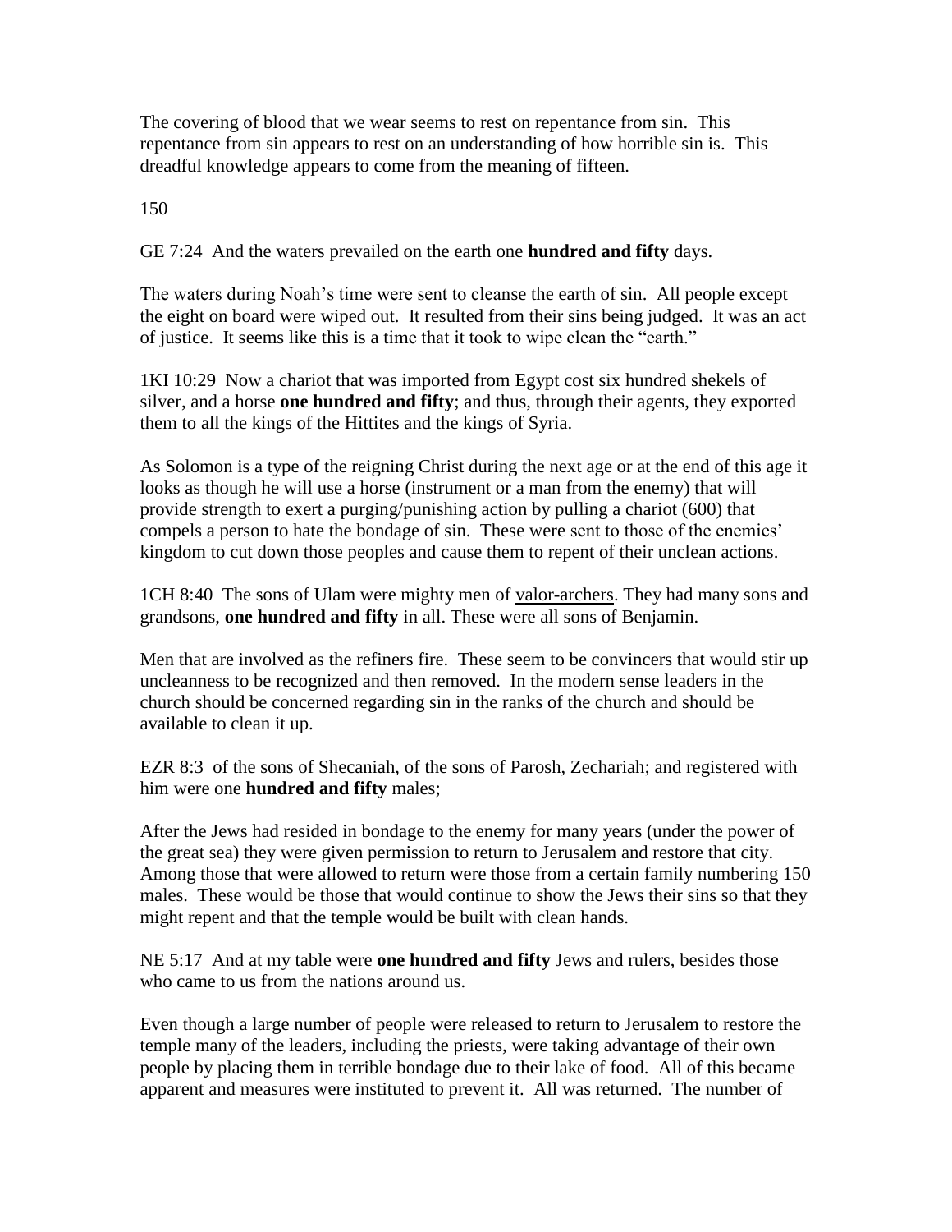The covering of blood that we wear seems to rest on repentance from sin. This repentance from sin appears to rest on an understanding of how horrible sin is. This dreadful knowledge appears to come from the meaning of fifteen.

150

GE 7:24 And the waters prevailed on the earth one **hundred and fifty** days.

The waters during Noah's time were sent to cleanse the earth of sin. All people except the eight on board were wiped out. It resulted from their sins being judged. It was an act of justice. It seems like this is a time that it took to wipe clean the "earth."

1KI 10:29 Now a chariot that was imported from Egypt cost six hundred shekels of silver, and a horse **one hundred and fifty**; and thus, through their agents, they exported them to all the kings of the Hittites and the kings of Syria.

As Solomon is a type of the reigning Christ during the next age or at the end of this age it looks as though he will use a horse (instrument or a man from the enemy) that will provide strength to exert a purging/punishing action by pulling a chariot (600) that compels a person to hate the bondage of sin. These were sent to those of the enemies' kingdom to cut down those peoples and cause them to repent of their unclean actions.

1CH 8:40 The sons of Ulam were mighty men of <u>valor-archers</u>. They had many sons and grandsons, **one hundred and fifty** in all. These were all sons of Benjamin.

Men that are involved as the refiners fire. These seem to be convincers that would stir up uncleanness to be recognized and then removed. In the modern sense leaders in the church should be concerned regarding sin in the ranks of the church and should be available to clean it up.

EZR 8:3 of the sons of Shecaniah, of the sons of Parosh, Zechariah; and registered with him were one **hundred and fifty** males;

After the Jews had resided in bondage to the enemy for many years (under the power of the great sea) they were given permission to return to Jerusalem and restore that city. Among those that were allowed to return were those from a certain family numbering 150 males. These would be those that would continue to show the Jews their sins so that they might repent and that the temple would be built with clean hands.

NE 5:17 And at my table were **one hundred and fifty** Jews and rulers, besides those who came to us from the nations around us.

Even though a large number of people were released to return to Jerusalem to restore the temple many of the leaders, including the priests, were taking advantage of their own people by placing them in terrible bondage due to their lake of food. All of this became apparent and measures were instituted to prevent it. All was returned. The number of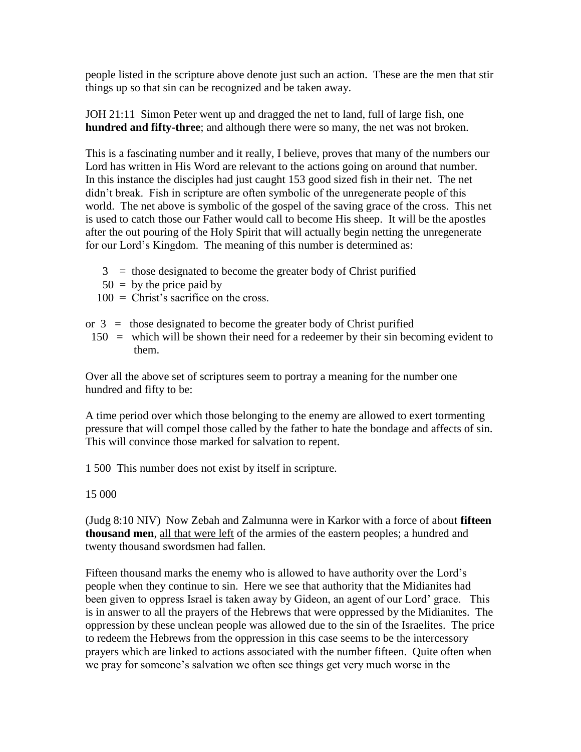people listed in the scripture above denote just such an action. These are the men that stir things up so that sin can be recognized and be taken away.

JOH 21:11 Simon Peter went up and dragged the net to land, full of large fish, one **hundred and fifty-three**; and although there were so many, the net was not broken.

This is a fascinating number and it really, I believe, proves that many of the numbers our Lord has written in His Word are relevant to the actions going on around that number. In this instance the disciples had just caught 153 good sized fish in their net. The net didn't break. Fish in scripture are often symbolic of the unregenerate people of this world. The net above is symbolic of the gospel of the saving grace of the cross. This net is used to catch those our Father would call to become His sheep. It will be the apostles after the out pouring of the Holy Spirit that will actually begin netting the unregenerate for our Lord's Kingdom. The meaning of this number is determined as:

3 = those designated to become the greater body of Christ purified
50 = by the price paid by
100 = Christ's sacrifice on the cross.

or 3 = those designated to become the greater body of Christ purified
150 = which will be shown their need for a redeemer by their sin becoming evident to them.

Over all the above set of scriptures seem to portray a meaning for the number one hundred and fifty to be:

A time period over which those belonging to the enemy are allowed to exert tormenting pressure that will compel those called by the father to hate the bondage and affects of sin. This will convince those marked for salvation to repent.

1 500 This number does not exist by itself in scripture.

15 000

(Judg 8:10 NIV) Now Zebah and Zalmunna were in Karkor with a force of about **fifteen thousand men**, <u>all that were left</u> of the armies of the eastern peoples; a hundred and twenty thousand swordsmen had fallen.

Fifteen thousand marks the enemy who is allowed to have authority over the Lord's people when they continue to sin. Here we see that authority that the Midianites had been given to oppress Israel is taken away by Gideon, an agent of our Lord' grace. This is in answer to all the prayers of the Hebrews that were oppressed by the Midianites. The oppression by these unclean people was allowed due to the sin of the Israelites. The price to redeem the Hebrews from the oppression in this case seems to be the intercessory prayers which are linked to actions associated with the number fifteen. Quite often when we pray for someone's salvation we often see things get very much worse in the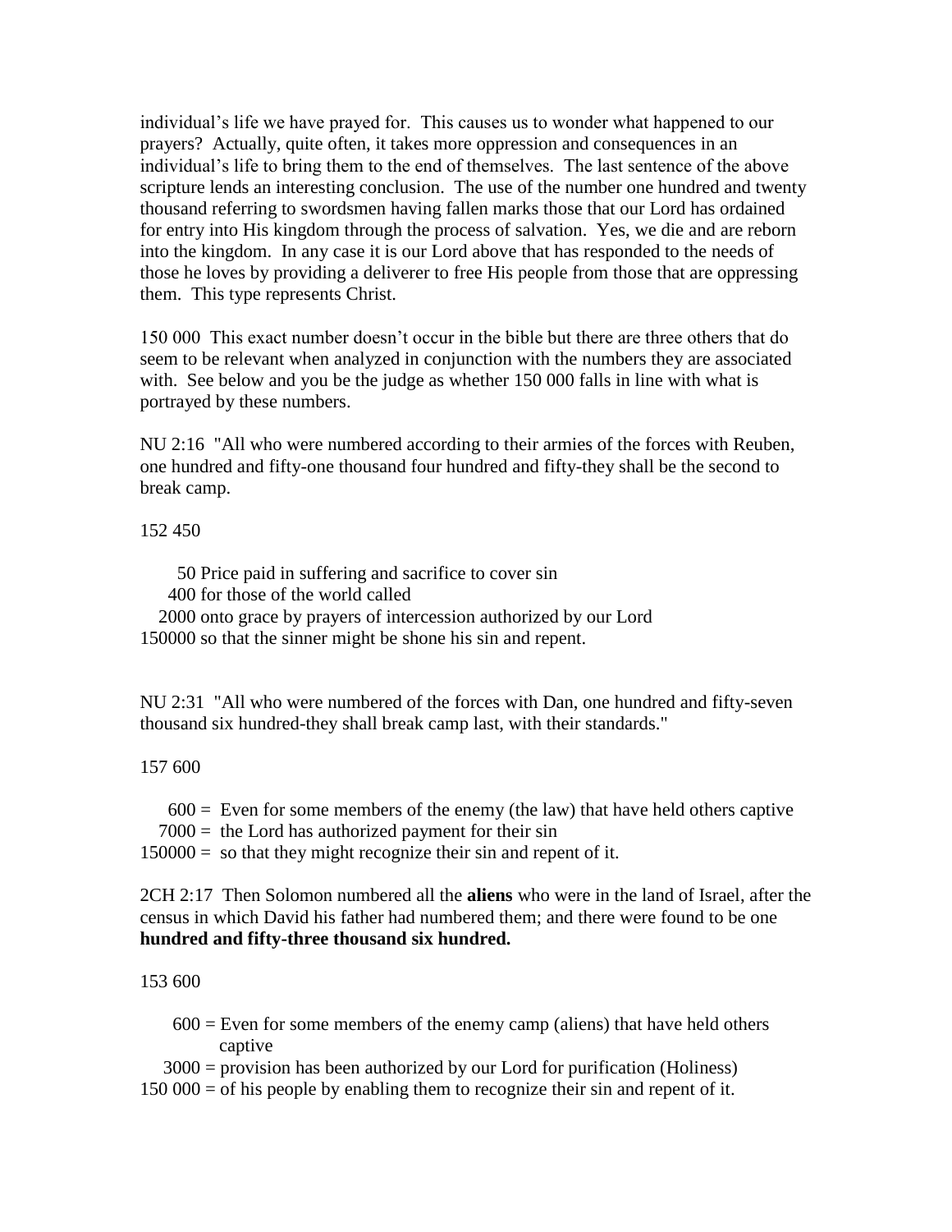individual's life we have prayed for. This causes us to wonder what happened to our prayers? Actually, quite often, it takes more oppression and consequences in an individual's life to bring them to the end of themselves. The last sentence of the above scripture lends an interesting conclusion. The use of the number one hundred and twenty thousand referring to swordsmen having fallen marks those that our Lord has ordained for entry into His kingdom through the process of salvation. Yes, we die and are reborn into the kingdom. In any case it is our Lord above that has responded to the needs of those he loves by providing a deliverer to free His people from those that are oppressing them. This type represents Christ.

150 000 This exact number doesn't occur in the bible but there are three others that do seem to be relevant when analyzed in conjunction with the numbers they are associated with. See below and you be the judge as whether 150 000 falls in line with what is portrayed by these numbers.

NU 2:16 "All who were numbered according to their armies of the forces with Reuben, one hundred and fifty-one thousand four hundred and fifty-they shall be the second to break camp.

152 450

50 Price paid in suffering and sacrifice to cover sin  
400 for those of the world called  
2000 onto grace by prayers of intercession authorized by our Lord  
150000 so that the sinner might be shone his sin and repent.

NU 2:31 "All who were numbered of the forces with Dan, one hundred and fifty-seven thousand six hundred-they shall break camp last, with their standards."

157 600

600 = Even for some members of the enemy (the law) that have held others captive  
7000 = the Lord has authorized payment for their sin  
150000 = so that they might recognize their sin and repent of it.

2CH 2:17 Then Solomon numbered all the **aliens** who were in the land of Israel, after the census in which David his father had numbered them; and there were found to be one **hundred and fifty-three thousand six hundred.**

153 600

600 = Even for some members of the enemy camp (aliens) that have held others captive  
3000 = provision has been authorized by our Lord for purification (Holiness)  
150 000 = of his people by enabling them to recognize their sin and repent of it.